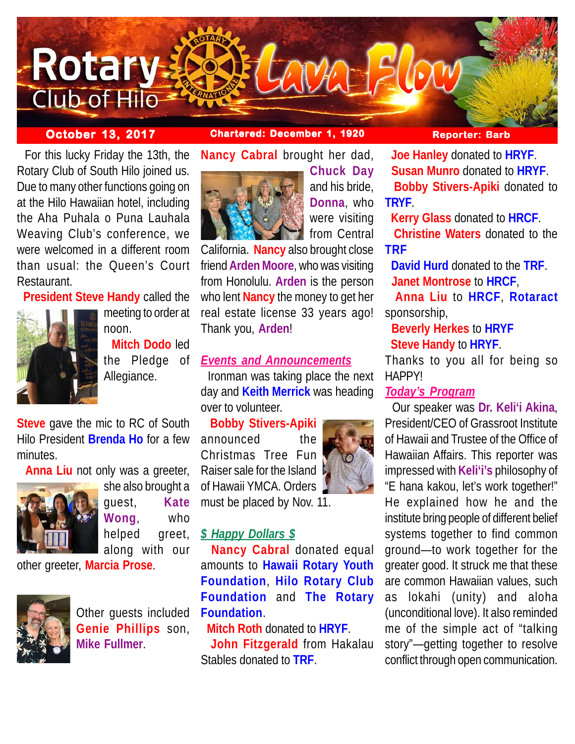# Rotary Club of Hilo Lava Flow

**October 13, 2017** | **Chartered: December 1, 1920** | **Reporter: Barb**

For this lucky Friday the 13th, the Rotary Club of South Hilo joined us. Due to many other functions going on at the Hilo Hawaiian hotel, including the Aha Puhala o Puna Lauhala Weaving Club's conference, we were welcomed in a different room than usual: the Queen's Court Restaurant.

**President Steve Handy** called the meeting to order at noon.

**Mitch Dodo** led the Pledge of Allegiance.

**Steve** gave the mic to RC of South Hilo President **Brenda Ho** for a few minutes.

**Anna Liu** not only was a greeter, she also brought a guest, **Kate Wong**, who helped greet, along with our other greeter, **Marcia Prose**.

Other guests included **Genie Phillips** son, **Mike Fullmer**.

**Nancy Cabral** brought her dad, **Chuck Day** and his bride, **Donna**, who were visiting from Central California. **Nancy** also brought close friend **Arden Moore**, who was visiting from Honolulu. **Arden** is the person who lent **Nancy** the money to get her real estate license 33 years ago! Thank you, **Arden**!

## *Events and Announcements*

Ironman was taking place the next day and **Keith Merrick** was heading over to volunteer.

**Bobby Stivers-Apiki** announced the Christmas Tree Fun Raiser sale for the Island of Hawaii YMCA. Orders must be placed by Nov. 11.

## *$ Happy Dollars $*

**Nancy Cabral** donated equal amounts to **Hawaii Rotary Youth Foundation**, **Hilo Rotary Club Foundation** and **The Rotary Foundation**.

**Mitch Roth** donated to **HRYF**.

**John Fitzgerald** from Hakalau Stables donated to **TRF**.

**Joe Hanley** donated to **HRYF**.

**Susan Munro** donated to **HRYF**.

**Bobby Stivers-Apiki** donated to **TRYF**.

**Kerry Glass** donated to **HRCF**.

**Christine Waters** donated to the **TRF**

**David Hurd** donated to the **TRF**.

**Janet Montrose** to **HRCF**,

**Anna Liu** to **HRCF**, **Rotaract** sponsorship,

**Beverly Herkes** to **HRYF**

**Steve Handy** to **HRYF**.

Thanks to you all for being so HAPPY!

## *Today's Program*

Our speaker was **Dr. Keli'i Akina**, President/CEO of Grassroot Institute of Hawaii and Trustee of the Office of Hawaiian Affairs. This reporter was impressed with **Keli'i's** philosophy of "E hana kakou, let's work together!" He explained how he and the institute bring people of different belief systems together to find common ground—to work together for the greater good. It struck me that these are common Hawaiian values, such as lokahi (unity) and aloha (unconditional love). It also reminded me of the simple act of "talking story"—getting together to resolve conflict through open communication.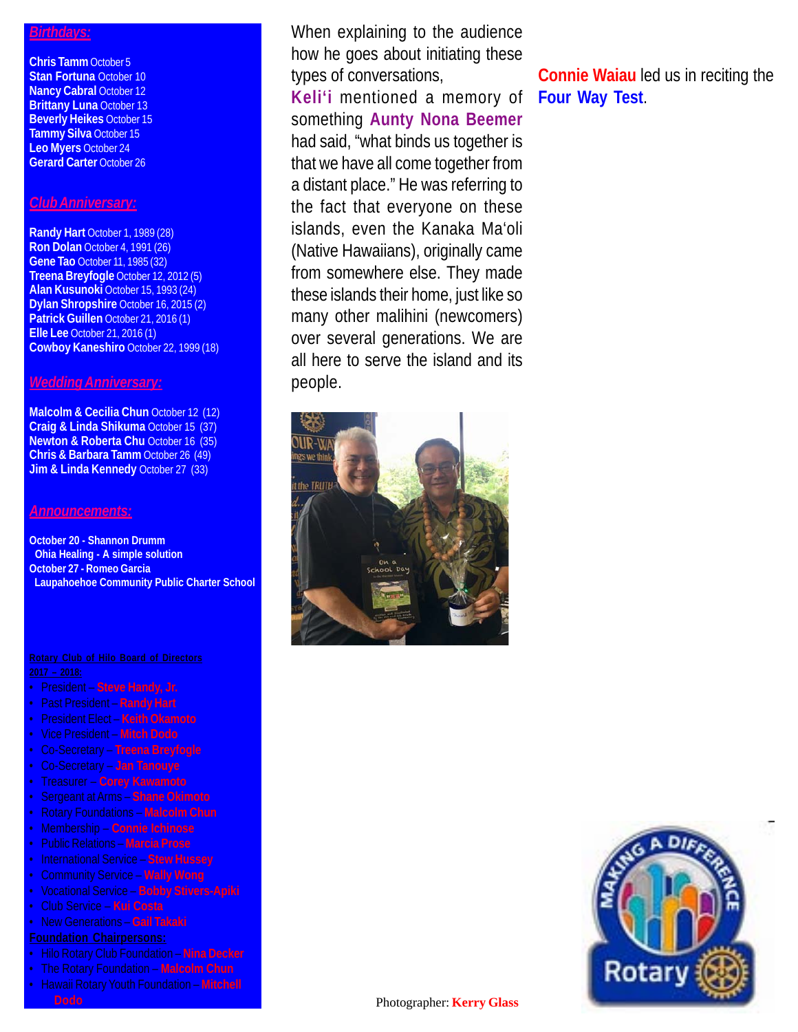## *Birthdays:*

**Chris Tamm** October 5
**Stan Fortuna** October 10
**Nancy Cabral** October 12
**Brittany Luna** October 13
**Beverly Heikes** October 15
**Tammy Silva** October 15
**Leo Myers** October 24
**Gerard Carter** October 26

## *Club Anniversary:*

**Randy Hart** October 1, 1989 (28)
**Ron Dolan** October 4, 1991 (26)
**Gene Tao** October 11, 1985 (32)
**Treena Breyfogle** October 12, 2012 (5)
**Alan Kusunoki** October 15, 1993 (24)
**Dylan Shropshire** October 16, 2015 (2)
**Patrick Guillen** October 21, 2016 (1)
**Elle Lee** October 21, 2016 (1)
**Cowboy Kaneshiro** October 22, 1999 (18)

## *Wedding Anniversary:*

**Malcolm & Cecilia Chun** October 12 (12)
**Craig & Linda Shikuma** October 15 (37)
**Newton & Roberta Chu** October 16 (35)
**Chris & Barbara Tamm** October 26 (49)
**Jim & Linda Kennedy** October 27 (33)

## *Announcements:*

**October 20 - Shannon Drumm**
**Ohia Healing - A simple solution**
**October 27 - Romeo Garcia**
**Laupahoehoe Community Public Charter School**

**Rotary Club of Hilo Board of Directors 2017 – 2018:**

- President – **Steve Handy, Jr.**
- Past President – **Randy Hart**
- President Elect – **Keith Okamoto**
- Vice President – **Mitch Dodo**
- Co-Secretary – **Treena Breyfogle**
- Co-Secretary – **Jan Tanouye**
- Treasurer – **Corey Kawamoto**
- Sergeant at Arms – **Shane Okimoto**
- Rotary Foundations – **Malcolm Chun**
- Membership – **Connie Ichinose**
- Public Relations – **Marcia Prose**
- International Service – **Stew Hussey**
- Community Service – **Wally Wong**
- Vocational Service – **Bobby Stivers-Apiki**
- Club Service – **Kui Costa**
- New Generations – **Gail Takaki**

**Foundation Chairpersons:**

- Hilo Rotary Club Foundation – **Nina Decker**
- The Rotary Foundation – **Malcolm Chun**
- Hawaii Rotary Youth Foundation – **Mitchell Dodo**

When explaining to the audience how he goes about initiating these types of conversations, **Keli'i** mentioned a memory of something **Aunty Nona Beemer** had said, "what binds us together is that we have all come together from a distant place." He was referring to the fact that everyone on these islands, even the Kanaka Ma'oli (Native Hawaiians), originally came from somewhere else. They made these islands their home, just like so many other malihini (newcomers) over several generations. We are all here to serve the island and its people.

**Connie Waiau** led us in reciting the **Four Way Test**.

Photographer: **Kerry Glass**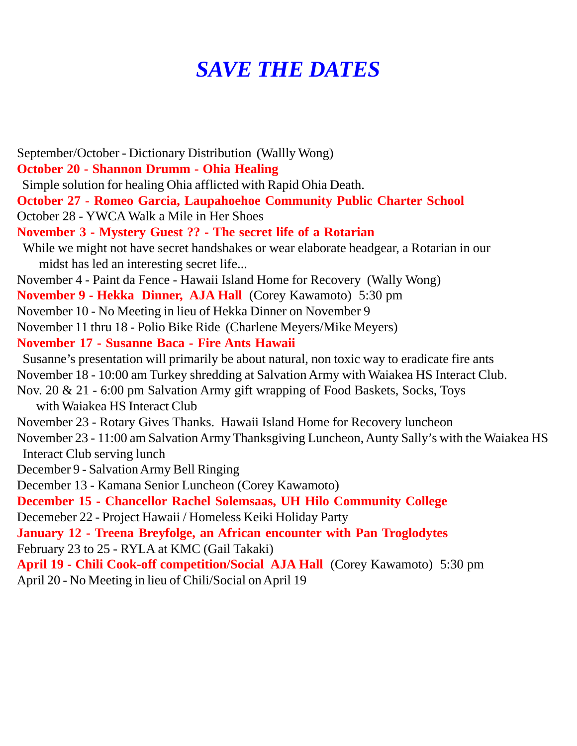# *SAVE THE DATES*

September/October - Dictionary Distribution  (Wallly Wong)

**October 20 - Shannon Drumm - Ohia Healing**

Simple solution for healing Ohia afflicted with Rapid Ohia Death.

**October 27 - Romeo Garcia, Laupahoehoe Community Public Charter School**

October 28 - YWCA Walk a Mile in Her Shoes

**November 3 - Mystery Guest ?? - The secret life of a Rotarian**

While we might not have secret handshakes or wear elaborate headgear, a Rotarian in our midst has led an interesting secret life...

November 4 - Paint da Fence - Hawaii Island Home for Recovery  (Wally Wong)

**November 9 - Hekka  Dinner,  AJA Hall**  (Corey Kawamoto)  5:30 pm

November 10 - No Meeting in lieu of Hekka Dinner on November 9

November 11 thru 18 - Polio Bike Ride  (Charlene Meyers/Mike Meyers)

**November 17 - Susanne Baca - Fire Ants Hawaii**

Susanne's presentation will primarily be about natural, non toxic way to eradicate fire ants

November 18 - 10:00 am Turkey shredding at Salvation Army with Waiakea HS Interact Club.

Nov. 20 & 21 - 6:00 pm Salvation Army gift wrapping of Food Baskets, Socks, Toys with Waiakea HS Interact Club

November 23 - Rotary Gives Thanks.  Hawaii Island Home for Recovery luncheon

November 23 - 11:00 am Salvation Army Thanksgiving Luncheon, Aunty Sally's with the Waiakea HS Interact Club serving lunch

December 9 - Salvation Army Bell Ringing

December 13 - Kamana Senior Luncheon (Corey Kawamoto)

**December 15 - Chancellor Rachel Solemsaas, UH Hilo Community College**

Decemeber 22 - Project Hawaii / Homeless Keiki Holiday Party

**January 12 - Treena Breyfolge, an African encounter with Pan Troglodytes**

February 23 to 25 - RYLA at KMC (Gail Takaki)

**April 19 - Chili Cook-off competition/Social  AJA Hall**  (Corey Kawamoto)  5:30 pm

April 20 - No Meeting in lieu of Chili/Social on April 19